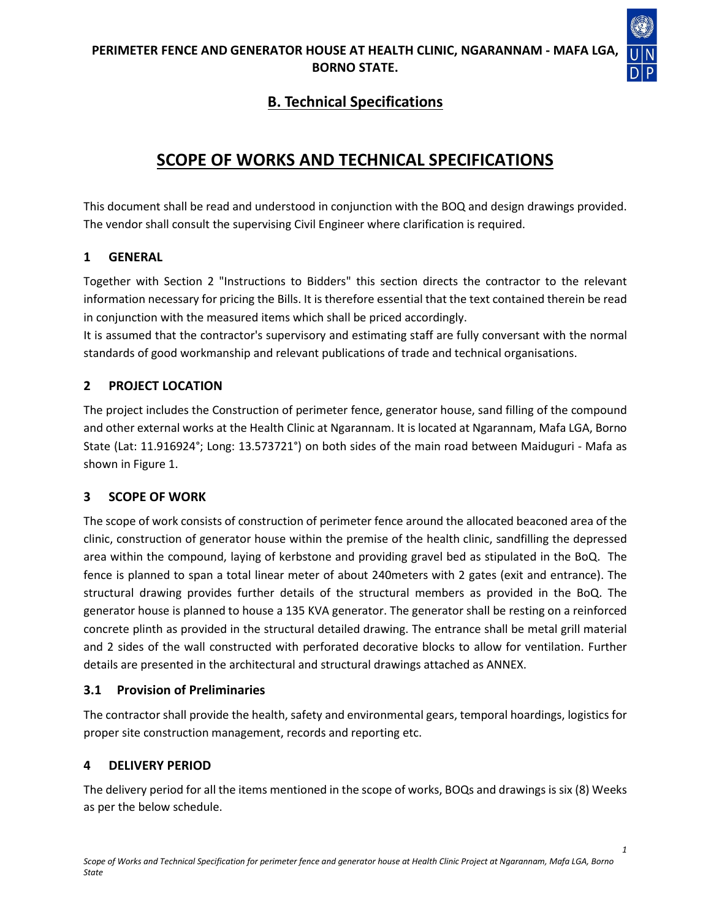**PERIMETER FENCE AND GENERATOR HOUSE AT HEALTH CLINIC, NGARANNAM - MAFA LGA, BORNO STATE.**

## B. Technical Specifications

# SCOPE OF WORKS AND TECHNICAL SPECIFICATIONS

This document shall be read and understood in conjunction with the BOQ and design drawings provided. The vendor shall consult the supervising Civil Engineer where clarification is required.

## 1 GENERAL

Together with Section 2 "Instructions to Bidders" this section directs the contractor to the relevant information necessary for pricing the Bills. It is therefore essential that the text contained therein be read in conjunction with the measured items which shall be priced accordingly.

It is assumed that the contractor's supervisory and estimating staff are fully conversant with the normal standards of good workmanship and relevant publications of trade and technical organisations.

## 2 PROJECT LOCATION

The project includes the Construction of perimeter fence, generator house, sand filling of the compound and other external works at the Health Clinic at Ngarannam. It is located at Ngarannam, Mafa LGA, Borno State (Lat: 11.916924°; Long: 13.573721°) on both sides of the main road between Maiduguri - Mafa as shown in Figure 1.

## 3 SCOPE OF WORK

The scope of work consists of construction of perimeter fence around the allocated beaconed area of the clinic, construction of generator house within the premise of the health clinic, sandfilling the depressed area within the compound, laying of kerbstone and providing gravel bed as stipulated in the BoQ. The fence is planned to span a total linear meter of about 240meters with 2 gates (exit and entrance). The structural drawing provides further details of the structural members as provided in the BoQ. The generator house is planned to house a 135 KVA generator. The generator shall be resting on a reinforced concrete plinth as provided in the structural detailed drawing. The entrance shall be metal grill material and 2 sides of the wall constructed with perforated decorative blocks to allow for ventilation. Further details are presented in the architectural and structural drawings attached as ANNEX.

### 3.1 Provision of Preliminaries

The contractor shall provide the health, safety and environmental gears, temporal hoardings, logistics for proper site construction management, records and reporting etc.

## 4 DELIVERY PERIOD

The delivery period for all the items mentioned in the scope of works, BOQs and drawings is six (8) Weeks as per the below schedule.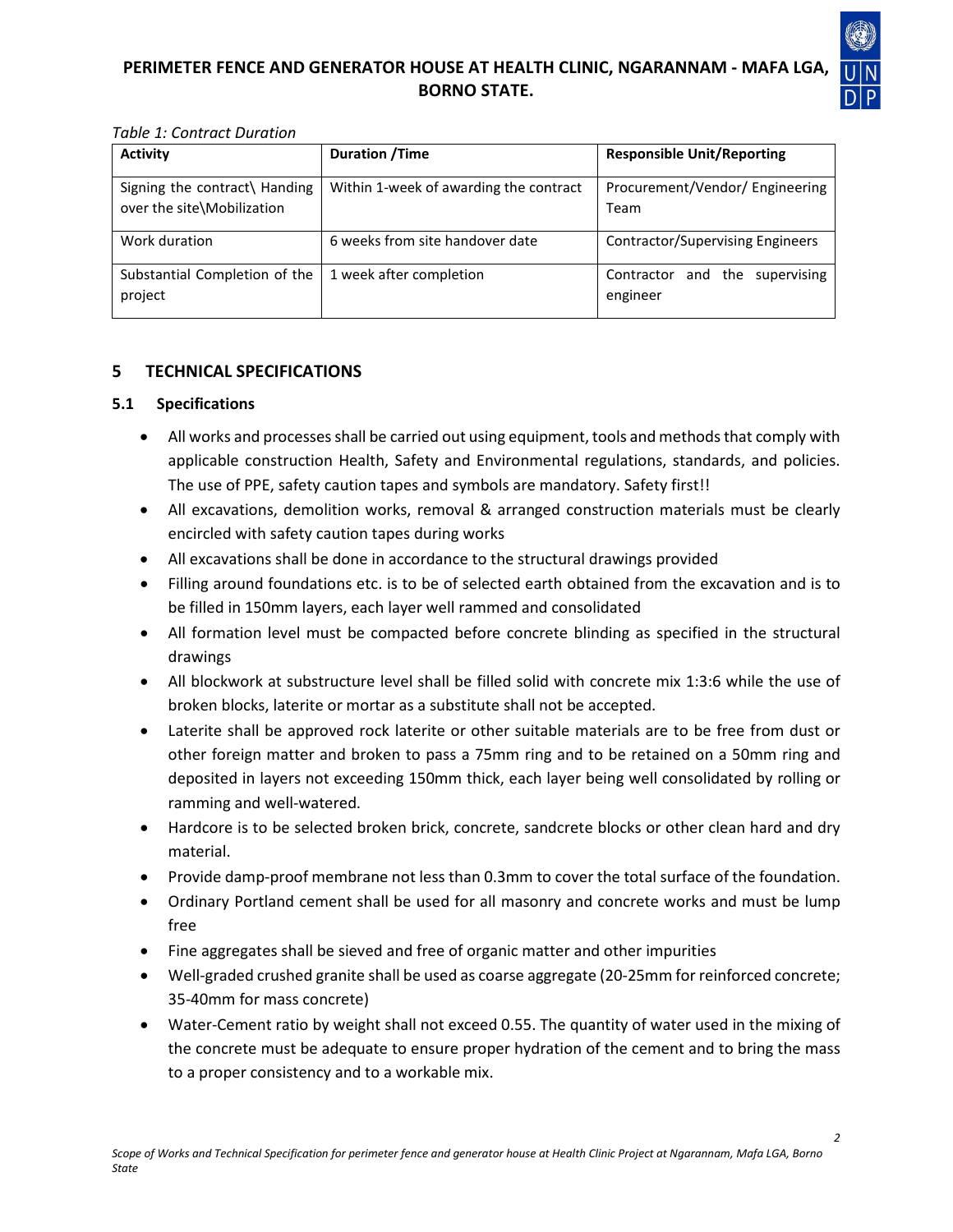*Table 1: Contract Duration*

| Activity | Duration /Time | Responsible Unit/Reporting |
|---|---|---|
| Signing the contract\ Handing over the site\Mobilization | Within 1-week of awarding the contract | Procurement/Vendor/ Engineering Team |
| Work duration | 6 weeks from site handover date | Contractor/Supervising Engineers |
| Substantial Completion of the project | 1 week after completion | Contractor and the supervising engineer |

## 5 TECHNICAL SPECIFICATIONS

### 5.1 Specifications

- All works and processes shall be carried out using equipment, tools and methods that comply with applicable construction Health, Safety and Environmental regulations, standards, and policies. The use of PPE, safety caution tapes and symbols are mandatory. Safety first!!
- All excavations, demolition works, removal & arranged construction materials must be clearly encircled with safety caution tapes during works
- All excavations shall be done in accordance to the structural drawings provided
- Filling around foundations etc. is to be of selected earth obtained from the excavation and is to be filled in 150mm layers, each layer well rammed and consolidated
- All formation level must be compacted before concrete blinding as specified in the structural drawings
- All blockwork at substructure level shall be filled solid with concrete mix 1:3:6 while the use of broken blocks, laterite or mortar as a substitute shall not be accepted.
- Laterite shall be approved rock laterite or other suitable materials are to be free from dust or other foreign matter and broken to pass a 75mm ring and to be retained on a 50mm ring and deposited in layers not exceeding 150mm thick, each layer being well consolidated by rolling or ramming and well-watered.
- Hardcore is to be selected broken brick, concrete, sandcrete blocks or other clean hard and dry material.
- Provide damp-proof membrane not less than 0.3mm to cover the total surface of the foundation.
- Ordinary Portland cement shall be used for all masonry and concrete works and must be lump free
- Fine aggregates shall be sieved and free of organic matter and other impurities
- Well-graded crushed granite shall be used as coarse aggregate (20-25mm for reinforced concrete; 35-40mm for mass concrete)
- Water-Cement ratio by weight shall not exceed 0.55. The quantity of water used in the mixing of the concrete must be adequate to ensure proper hydration of the cement and to bring the mass to a proper consistency and to a workable mix.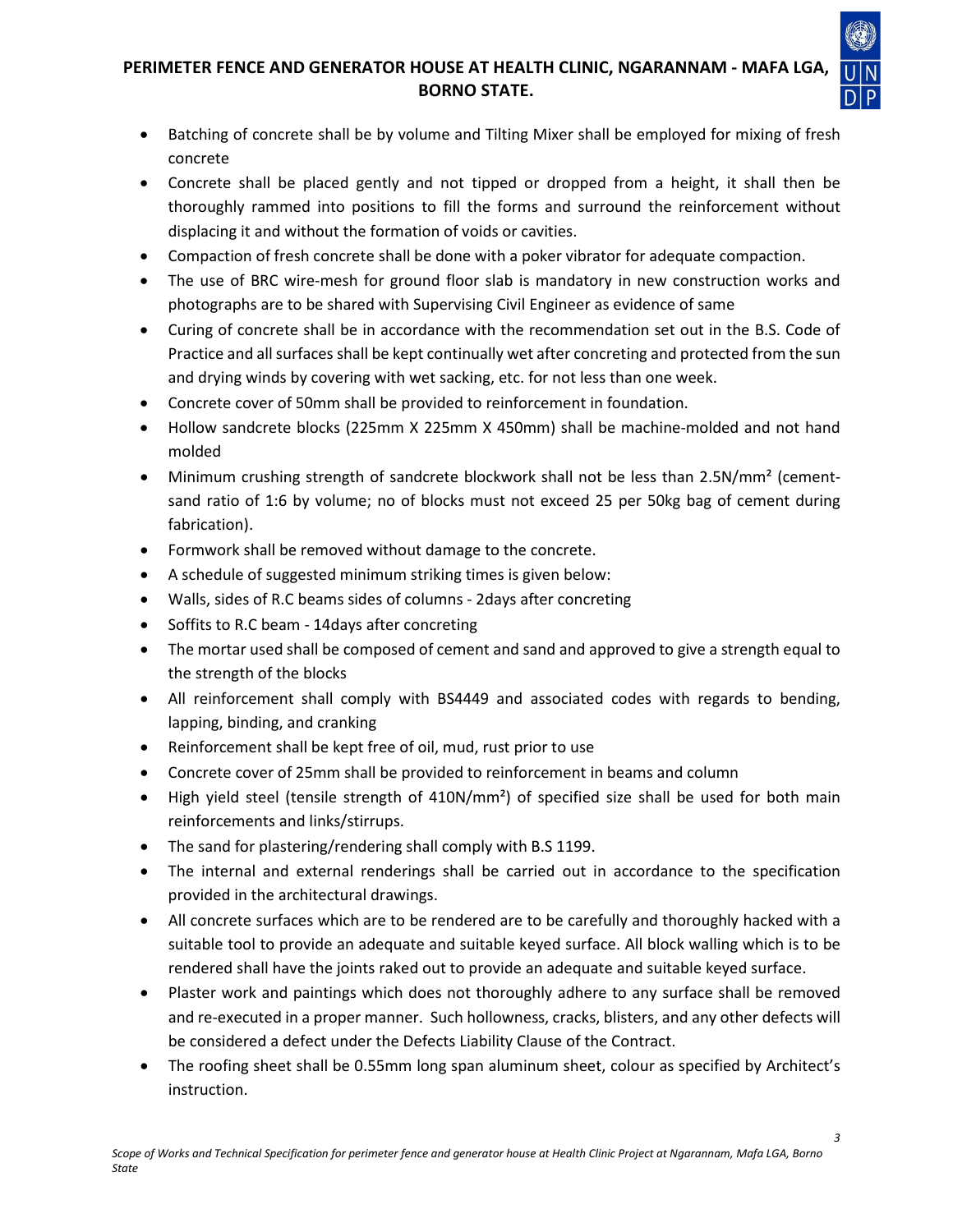- Batching of concrete shall be by volume and Tilting Mixer shall be employed for mixing of fresh concrete
- Concrete shall be placed gently and not tipped or dropped from a height, it shall then be thoroughly rammed into positions to fill the forms and surround the reinforcement without displacing it and without the formation of voids or cavities.
- Compaction of fresh concrete shall be done with a poker vibrator for adequate compaction.
- The use of BRC wire-mesh for ground floor slab is mandatory in new construction works and photographs are to be shared with Supervising Civil Engineer as evidence of same
- Curing of concrete shall be in accordance with the recommendation set out in the B.S. Code of Practice and all surfaces shall be kept continually wet after concreting and protected from the sun and drying winds by covering with wet sacking, etc. for not less than one week.
- Concrete cover of 50mm shall be provided to reinforcement in foundation.
- Hollow sandcrete blocks (225mm X 225mm X 450mm) shall be machine-molded and not hand molded
- Minimum crushing strength of sandcrete blockwork shall not be less than 2.5N/mm² (cement-sand ratio of 1:6 by volume; no of blocks must not exceed 25 per 50kg bag of cement during fabrication).
- Formwork shall be removed without damage to the concrete.
- A schedule of suggested minimum striking times is given below:
- Walls, sides of R.C beams sides of columns - 2days after concreting
- Soffits to R.C beam - 14days after concreting
- The mortar used shall be composed of cement and sand and approved to give a strength equal to the strength of the blocks
- All reinforcement shall comply with BS4449 and associated codes with regards to bending, lapping, binding, and cranking
- Reinforcement shall be kept free of oil, mud, rust prior to use
- Concrete cover of 25mm shall be provided to reinforcement in beams and column
- High yield steel (tensile strength of 410N/mm²) of specified size shall be used for both main reinforcements and links/stirrups.
- The sand for plastering/rendering shall comply with B.S 1199.
- The internal and external renderings shall be carried out in accordance to the specification provided in the architectural drawings.
- All concrete surfaces which are to be rendered are to be carefully and thoroughly hacked with a suitable tool to provide an adequate and suitable keyed surface. All block walling which is to be rendered shall have the joints raked out to provide an adequate and suitable keyed surface.
- Plaster work and paintings which does not thoroughly adhere to any surface shall be removed and re-executed in a proper manner. Such hollowness, cracks, blisters, and any other defects will be considered a defect under the Defects Liability Clause of the Contract.
- The roofing sheet shall be 0.55mm long span aluminum sheet, colour as specified by Architect's instruction.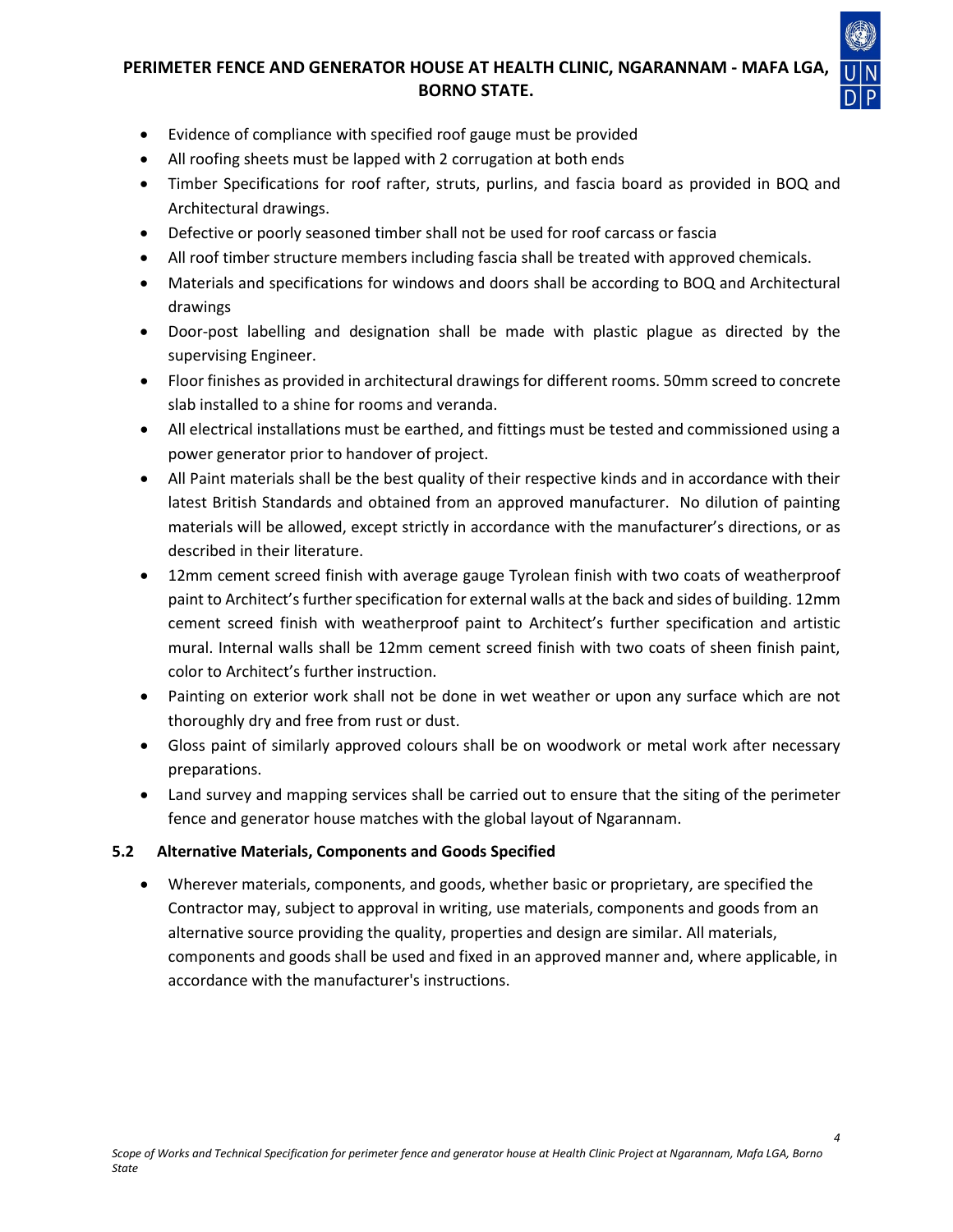- Evidence of compliance with specified roof gauge must be provided
- All roofing sheets must be lapped with 2 corrugation at both ends
- Timber Specifications for roof rafter, struts, purlins, and fascia board as provided in BOQ and Architectural drawings.
- Defective or poorly seasoned timber shall not be used for roof carcass or fascia
- All roof timber structure members including fascia shall be treated with approved chemicals.
- Materials and specifications for windows and doors shall be according to BOQ and Architectural drawings
- Door-post labelling and designation shall be made with plastic plague as directed by the supervising Engineer.
- Floor finishes as provided in architectural drawings for different rooms. 50mm screed to concrete slab installed to a shine for rooms and veranda.
- All electrical installations must be earthed, and fittings must be tested and commissioned using a power generator prior to handover of project.
- All Paint materials shall be the best quality of their respective kinds and in accordance with their latest British Standards and obtained from an approved manufacturer. No dilution of painting materials will be allowed, except strictly in accordance with the manufacturer's directions, or as described in their literature.
- 12mm cement screed finish with average gauge Tyrolean finish with two coats of weatherproof paint to Architect's further specification for external walls at the back and sides of building. 12mm cement screed finish with weatherproof paint to Architect's further specification and artistic mural. Internal walls shall be 12mm cement screed finish with two coats of sheen finish paint, color to Architect's further instruction.
- Painting on exterior work shall not be done in wet weather or upon any surface which are not thoroughly dry and free from rust or dust.
- Gloss paint of similarly approved colours shall be on woodwork or metal work after necessary preparations.
- Land survey and mapping services shall be carried out to ensure that the siting of the perimeter fence and generator house matches with the global layout of Ngarannam.

### 5.2 Alternative Materials, Components and Goods Specified

- Wherever materials, components, and goods, whether basic or proprietary, are specified the Contractor may, subject to approval in writing, use materials, components and goods from an alternative source providing the quality, properties and design are similar. All materials, components and goods shall be used and fixed in an approved manner and, where applicable, in accordance with the manufacturer's instructions.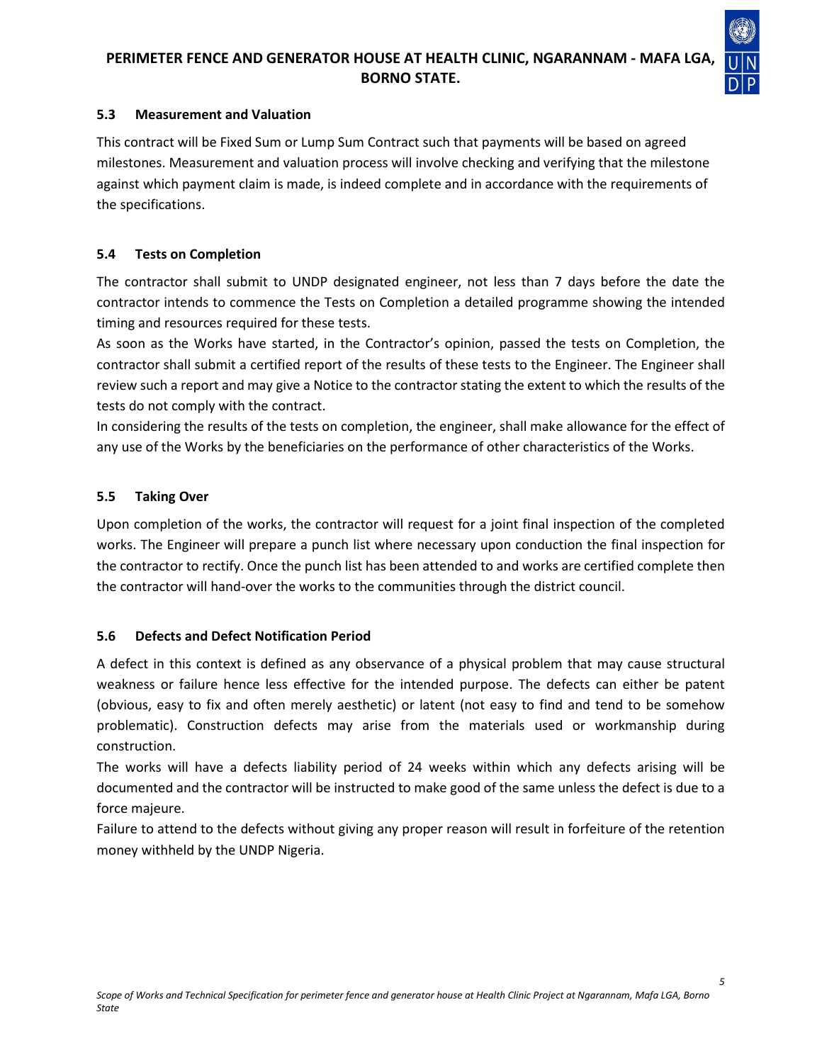### 5.3 Measurement and Valuation

This contract will be Fixed Sum or Lump Sum Contract such that payments will be based on agreed milestones. Measurement and valuation process will involve checking and verifying that the milestone against which payment claim is made, is indeed complete and in accordance with the requirements of the specifications.

### 5.4 Tests on Completion

The contractor shall submit to UNDP designated engineer, not less than 7 days before the date the contractor intends to commence the Tests on Completion a detailed programme showing the intended timing and resources required for these tests.

As soon as the Works have started, in the Contractor's opinion, passed the tests on Completion, the contractor shall submit a certified report of the results of these tests to the Engineer. The Engineer shall review such a report and may give a Notice to the contractor stating the extent to which the results of the tests do not comply with the contract.

In considering the results of the tests on completion, the engineer, shall make allowance for the effect of any use of the Works by the beneficiaries on the performance of other characteristics of the Works.

### 5.5 Taking Over

Upon completion of the works, the contractor will request for a joint final inspection of the completed works. The Engineer will prepare a punch list where necessary upon conduction the final inspection for the contractor to rectify. Once the punch list has been attended to and works are certified complete then the contractor will hand-over the works to the communities through the district council.

### 5.6 Defects and Defect Notification Period

A defect in this context is defined as any observance of a physical problem that may cause structural weakness or failure hence less effective for the intended purpose. The defects can either be patent (obvious, easy to fix and often merely aesthetic) or latent (not easy to find and tend to be somehow problematic). Construction defects may arise from the materials used or workmanship during construction.

The works will have a defects liability period of 24 weeks within which any defects arising will be documented and the contractor will be instructed to make good of the same unless the defect is due to a force majeure.

Failure to attend to the defects without giving any proper reason will result in forfeiture of the retention money withheld by the UNDP Nigeria.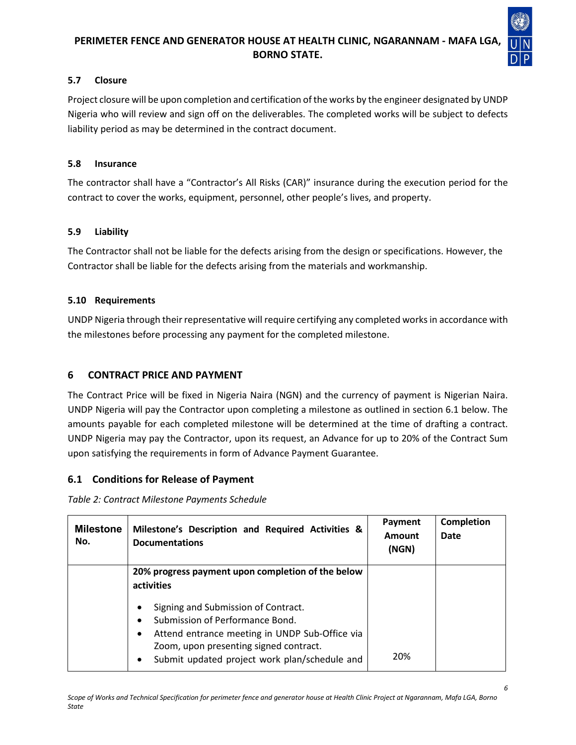### 5.7 Closure

Project closure will be upon completion and certification of the works by the engineer designated by UNDP Nigeria who will review and sign off on the deliverables. The completed works will be subject to defects liability period as may be determined in the contract document.

### 5.8 Insurance

The contractor shall have a "Contractor's All Risks (CAR)" insurance during the execution period for the contract to cover the works, equipment, personnel, other people's lives, and property.

### 5.9 Liability

The Contractor shall not be liable for the defects arising from the design or specifications. However, the Contractor shall be liable for the defects arising from the materials and workmanship.

### 5.10 Requirements

UNDP Nigeria through their representative will require certifying any completed works in accordance with the milestones before processing any payment for the completed milestone.

## 6 CONTRACT PRICE AND PAYMENT

The Contract Price will be fixed in Nigeria Naira (NGN) and the currency of payment is Nigerian Naira. UNDP Nigeria will pay the Contractor upon completing a milestone as outlined in section 6.1 below. The amounts payable for each completed milestone will be determined at the time of drafting a contract. UNDP Nigeria may pay the Contractor, upon its request, an Advance for up to 20% of the Contract Sum upon satisfying the requirements in form of Advance Payment Guarantee.

### 6.1 Conditions for Release of Payment

*Table 2: Contract Milestone Payments Schedule*

| Milestone No. | Milestone's Description and Required Activities & Documentations | Payment Amount (NGN) | Completion Date |
|---|---|---|---|
| | **20% progress payment upon completion of the below activities**<br>• Signing and Submission of Contract.<br>• Submission of Performance Bond.<br>• Attend entrance meeting in UNDP Sub-Office via Zoom, upon presenting signed contract.<br>• Submit updated project work plan/schedule and | 20% | |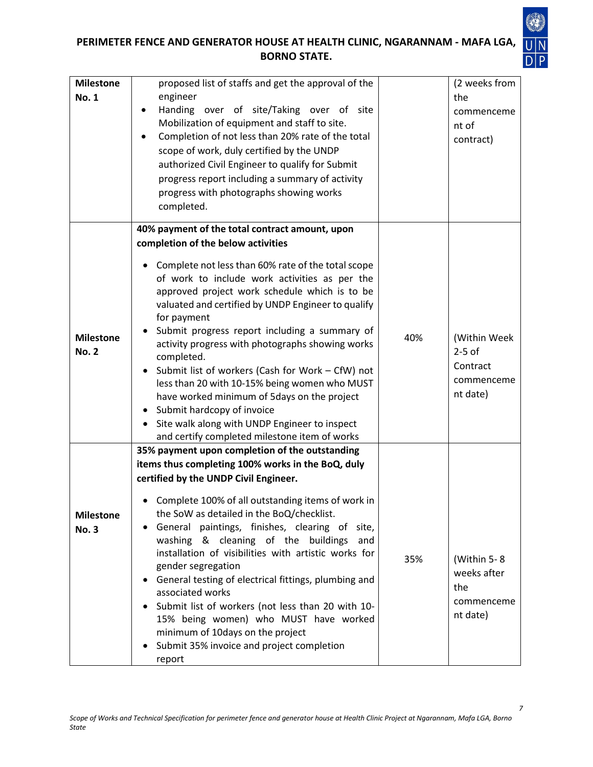| Milestone No. 1 | proposed list of staffs and get the approval of the engineer<br>• Handing over of site/Taking over of site Mobilization of equipment and staff to site.<br>• Completion of not less than 20% rate of the total scope of work, duly certified by the UNDP authorized Civil Engineer to qualify for Submit progress report including a summary of activity progress with photographs showing works completed. | | (2 weeks from the commencement of contract) |
|---|---|---|---|
| Milestone No. 2 | **40% payment of the total contract amount, upon completion of the below activities**<br>• Complete not less than 60% rate of the total scope of work to include work activities as per the approved project work schedule which is to be valuated and certified by UNDP Engineer to qualify for payment<br>• Submit progress report including a summary of activity progress with photographs showing works completed.<br>• Submit list of workers (Cash for Work – CfW) not less than 20 with 10-15% being women who MUST have worked minimum of 5days on the project<br>• Submit hardcopy of invoice<br>• Site walk along with UNDP Engineer to inspect and certify completed milestone item of works | 40% | (Within Week 2-5 of Contract commencement date) |
| Milestone No. 3 | **35% payment upon completion of the outstanding items thus completing 100% works in the BoQ, duly certified by the UNDP Civil Engineer.**<br>• Complete 100% of all outstanding items of work in the SoW as detailed in the BoQ/checklist.<br>• General paintings, finishes, clearing of site, washing & cleaning of the buildings and installation of visibilities with artistic works for gender segregation<br>• General testing of electrical fittings, plumbing and associated works<br>• Submit list of workers (not less than 20 with 10-15% being women) who MUST have worked minimum of 10days on the project<br>• Submit 35% invoice and project completion report | 35% | (Within 5- 8 weeks after the commencement date) |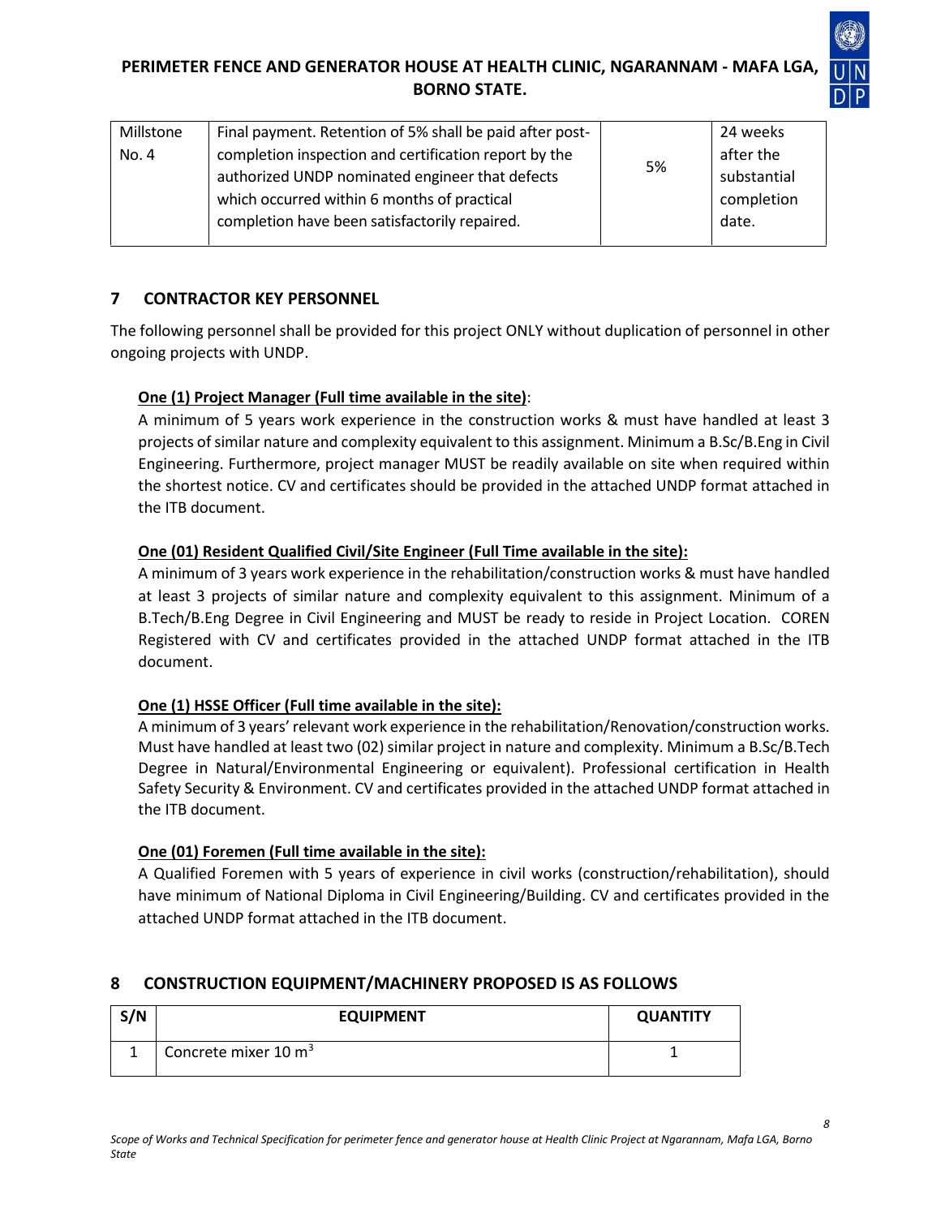| Millstone No. 4 | Final payment. Retention of 5% shall be paid after post-completion inspection and certification report by the authorized UNDP nominated engineer that defects which occurred within 6 months of practical completion have been satisfactorily repaired. | 5% | 24 weeks after the substantial completion date. |
|---|---|---|---|

## 7 CONTRACTOR KEY PERSONNEL

The following personnel shall be provided for this project ONLY without duplication of personnel in other ongoing projects with UNDP.

**One (1) Project Manager (Full time available in the site)**:

A minimum of 5 years work experience in the construction works & must have handled at least 3 projects of similar nature and complexity equivalent to this assignment. Minimum a B.Sc/B.Eng in Civil Engineering. Furthermore, project manager MUST be readily available on site when required within the shortest notice. CV and certificates should be provided in the attached UNDP format attached in the ITB document.

**One (01) Resident Qualified Civil/Site Engineer (Full Time available in the site):**

A minimum of 3 years work experience in the rehabilitation/construction works & must have handled at least 3 projects of similar nature and complexity equivalent to this assignment. Minimum of a B.Tech/B.Eng Degree in Civil Engineering and MUST be ready to reside in Project Location. COREN Registered with CV and certificates provided in the attached UNDP format attached in the ITB document.

**One (1) HSSE Officer (Full time available in the site):**

A minimum of 3 years' relevant work experience in the rehabilitation/Renovation/construction works. Must have handled at least two (02) similar project in nature and complexity. Minimum a B.Sc/B.Tech Degree in Natural/Environmental Engineering or equivalent). Professional certification in Health Safety Security & Environment. CV and certificates provided in the attached UNDP format attached in the ITB document.

**One (01) Foremen (Full time available in the site):**

A Qualified Foremen with 5 years of experience in civil works (construction/rehabilitation), should have minimum of National Diploma in Civil Engineering/Building. CV and certificates provided in the attached UNDP format attached in the ITB document.

## 8 CONSTRUCTION EQUIPMENT/MACHINERY PROPOSED IS AS FOLLOWS

| S/N | EQUIPMENT | QUANTITY |
|---|---|---|
| 1 | Concrete mixer 10 $m^3$ | 1 |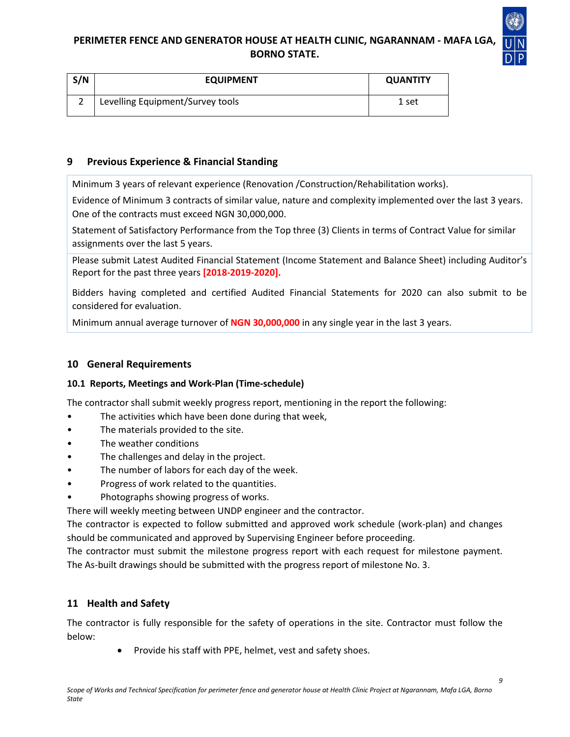| S/N | EQUIPMENT | QUANTITY |
| --- | --- | --- |
| 2 | Levelling Equipment/Survey tools | 1 set |

## 9 Previous Experience & Financial Standing

Minimum 3 years of relevant experience (Renovation /Construction/Rehabilitation works).

Evidence of Minimum 3 contracts of similar value, nature and complexity implemented over the last 3 years. One of the contracts must exceed NGN 30,000,000.

Statement of Satisfactory Performance from the Top three (3) Clients in terms of Contract Value for similar assignments over the last 5 years.

Please submit Latest Audited Financial Statement (Income Statement and Balance Sheet) including Auditor's Report for the past three years **[2018-2019-2020].**

Bidders having completed and certified Audited Financial Statements for 2020 can also submit to be considered for evaluation.

Minimum annual average turnover of **NGN 30,000,000** in any single year in the last 3 years.

## 10 General Requirements

### 10.1 Reports, Meetings and Work-Plan (Time-schedule)

The contractor shall submit weekly progress report, mentioning in the report the following:

- The activities which have been done during that week,
- The materials provided to the site.
- The weather conditions
- The challenges and delay in the project.
- The number of labors for each day of the week.
- Progress of work related to the quantities.
- Photographs showing progress of works.

There will weekly meeting between UNDP engineer and the contractor.

The contractor is expected to follow submitted and approved work schedule (work-plan) and changes should be communicated and approved by Supervising Engineer before proceeding.

The contractor must submit the milestone progress report with each request for milestone payment. The As-built drawings should be submitted with the progress report of milestone No. 3.

## 11 Health and Safety

The contractor is fully responsible for the safety of operations in the site. Contractor must follow the below:

- Provide his staff with PPE, helmet, vest and safety shoes.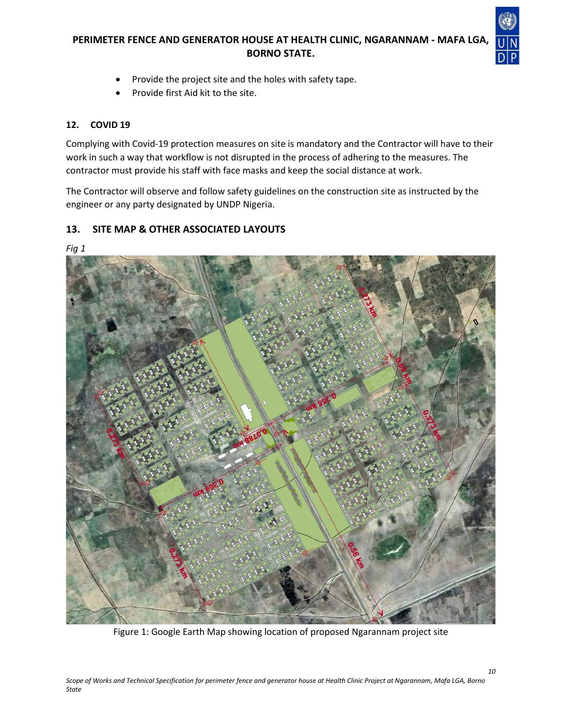- Provide the project site and the holes with safety tape.
- Provide first Aid kit to the site.

## 12. COVID 19

Complying with Covid-19 protection measures on site is mandatory and the Contractor will have to their work in such a way that workflow is not disrupted in the process of adhering to the measures. The contractor must provide his staff with face masks and keep the social distance at work.

The Contractor will observe and follow safety guidelines on the construction site as instructed by the engineer or any party designated by UNDP Nigeria.

## 13. SITE MAP & OTHER ASSOCIATED LAYOUTS

*Fig 1*

Figure 1: Google Earth Map showing location of proposed Ngarannam project site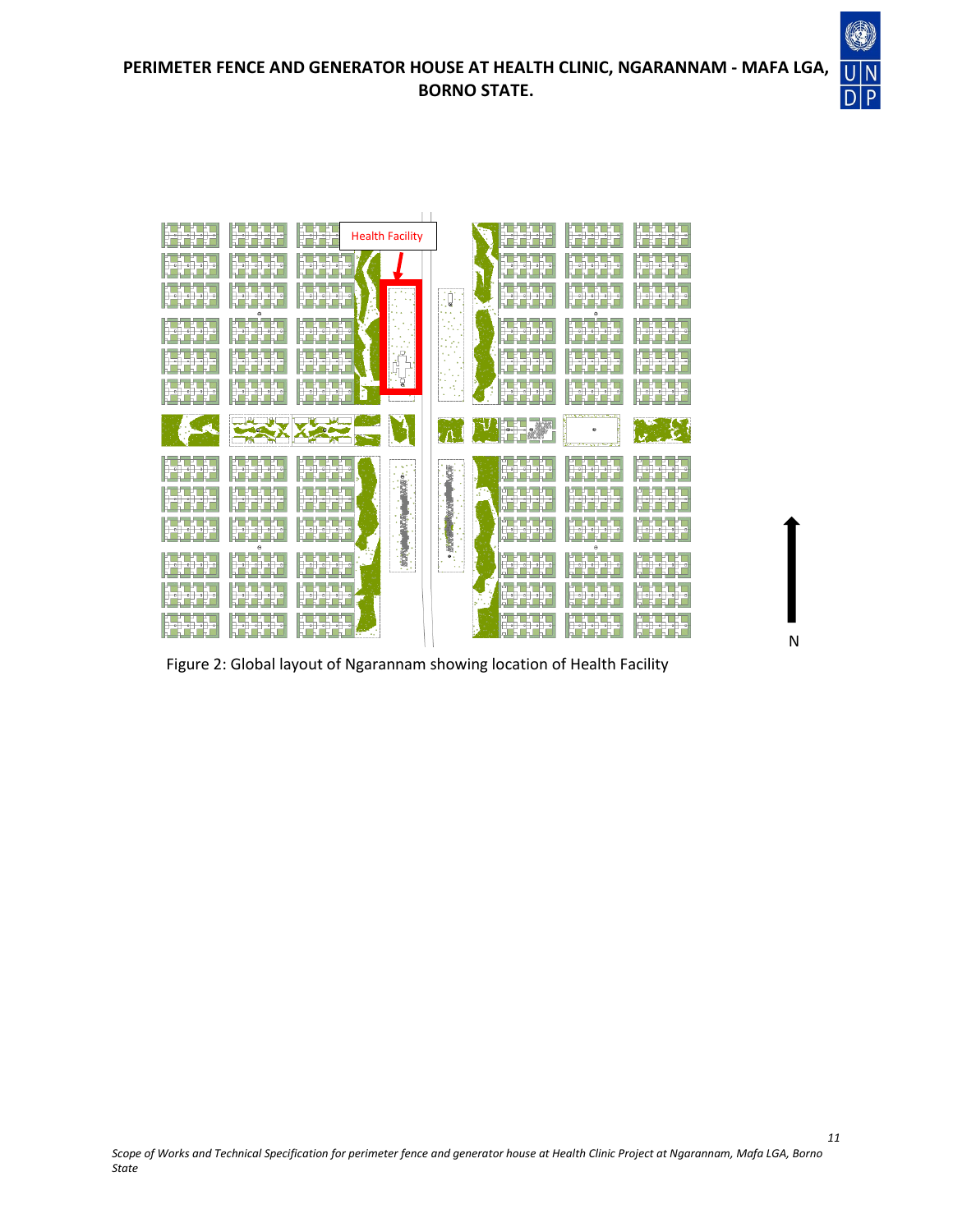Health Facility

N

Figure 2: Global layout of Ngarannam showing location of Health Facility